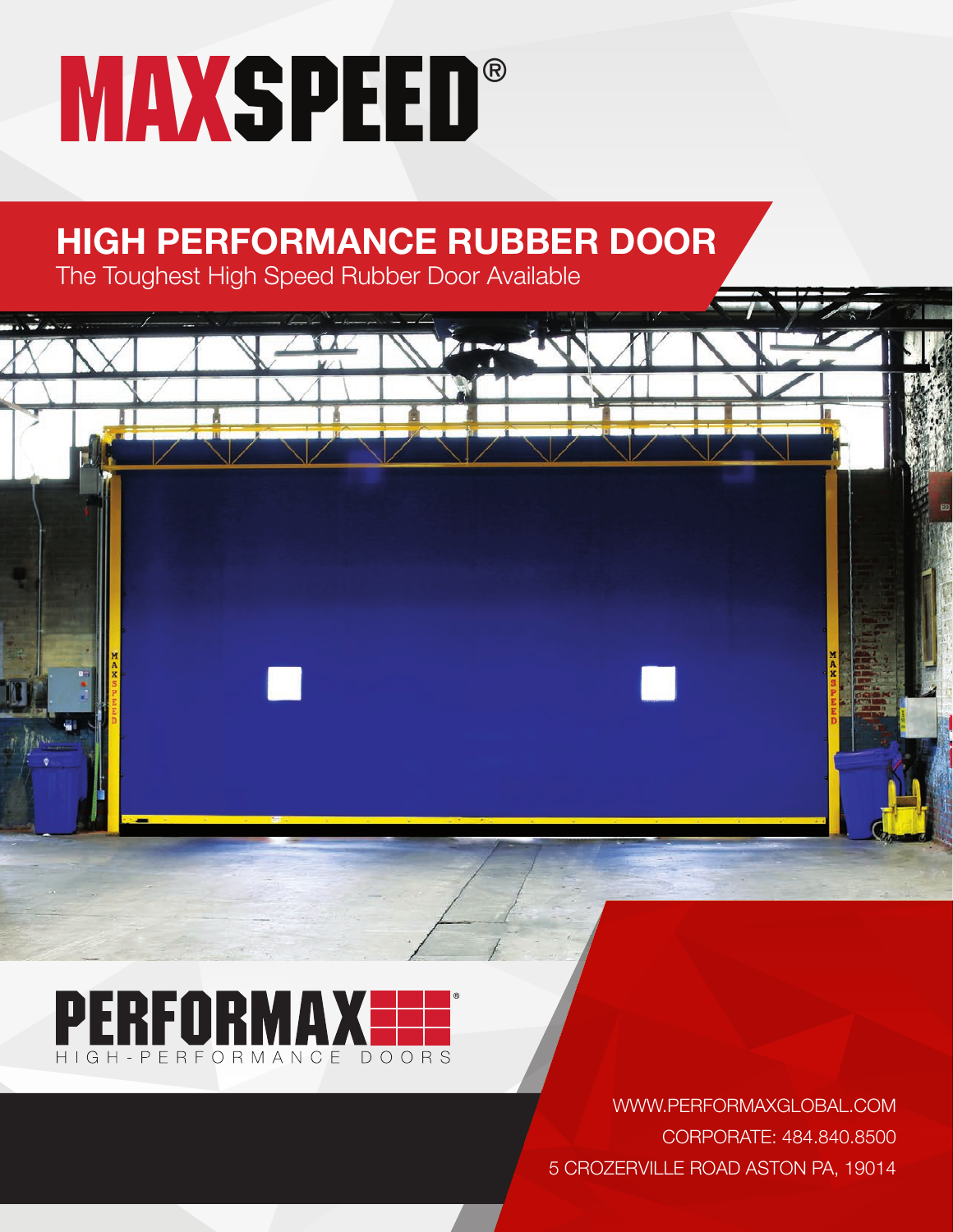# MAXSPEED®

## HIGH PERFORMANCE RUBBER DOOR

The Toughest High Speed Rubber Door Available

PERFORMAX®

HIGH-PERFORMANCE DOORS

WWW.PERFORMAXGLOBAL.COM

CORPORATE: 484.840.8500

5 CROZERVILLE ROAD ASTON PA, 19014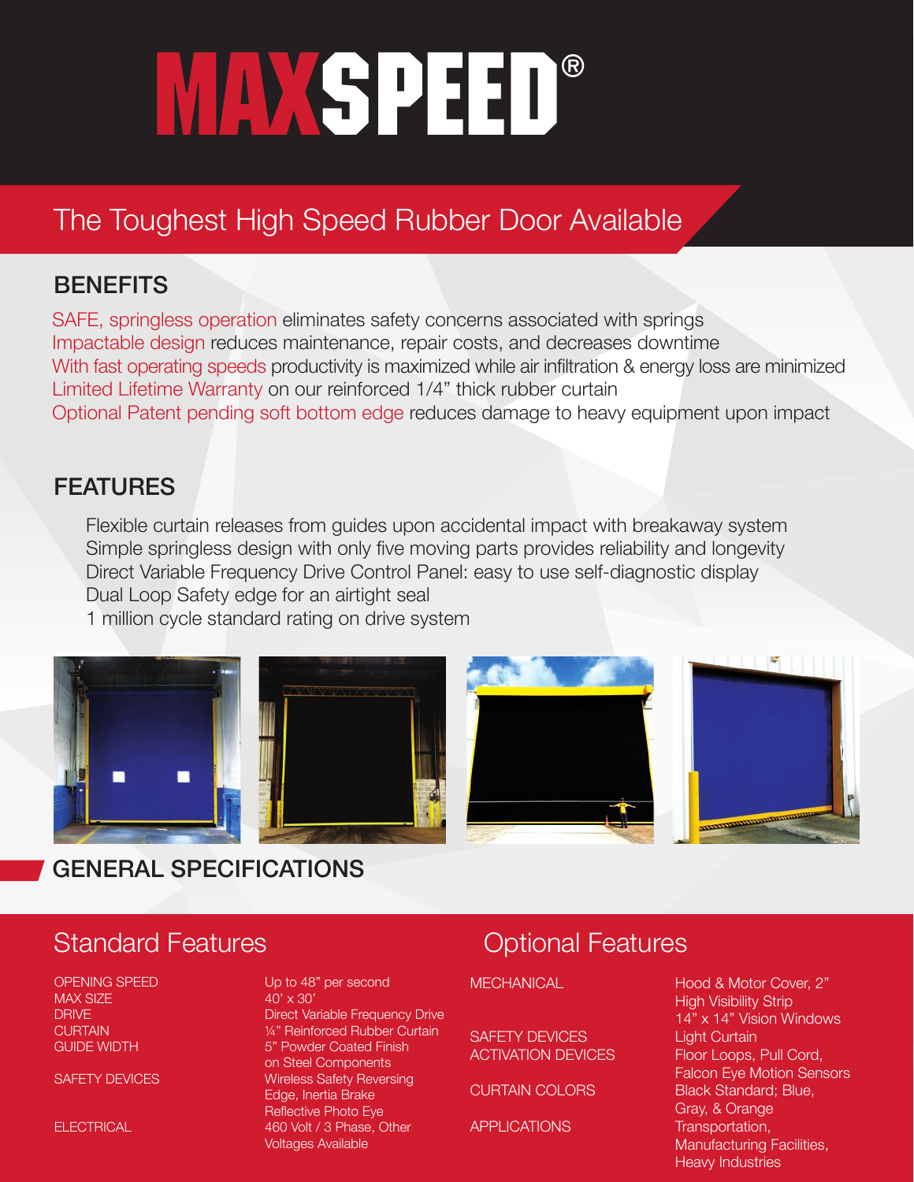# MAXSPEED®

## The Toughest High Speed Rubber Door Available

## BENEFITS

SAFE, springless operation eliminates safety concerns associated with springs
Impactable design reduces maintenance, repair costs, and decreases downtime
With fast operating speeds productivity is maximized while air infiltration & energy loss are minimized
Limited Lifetime Warranty on our reinforced 1/4" thick rubber curtain
Optional Patent pending soft bottom edge reduces damage to heavy equipment upon impact

## FEATURES

Flexible curtain releases from guides upon accidental impact with breakaway system
Simple springless design with only five moving parts provides reliability and longevity
Direct Variable Frequency Drive Control Panel: easy to use self-diagnostic display
Dual Loop Safety edge for an airtight seal
1 million cycle standard rating on drive system

## GENERAL SPECIFICATIONS

### Standard Features

| | |
|---|---|
| OPENING SPEED | Up to 48" per second |
| MAX SIZE | 40' x 30' |
| DRIVE | Direct Variable Frequency Drive |
| CURTAIN | ¼" Reinforced Rubber Curtain |
| GUIDE WIDTH | 5" Powder Coated Finish on Steel Components |
| SAFETY DEVICES | Wireless Safety Reversing Edge, Inertia Brake Reflective Photo Eye |
| ELECTRICAL | 460 Volt / 3 Phase, Other Voltages Available |

### Optional Features

| | |
|---|---|
| MECHANICAL | Hood & Motor Cover, 2" High Visibility Strip 14" x 14" Vision Windows |
| SAFETY DEVICES | Light Curtain |
| ACTIVATION DEVICES | Floor Loops, Pull Cord, Falcon Eye Motion Sensors |
| CURTAIN COLORS | Black Standard; Blue, Gray, & Orange |
| APPLICATIONS | Transportation, Manufacturing Facilities, Heavy Industries |